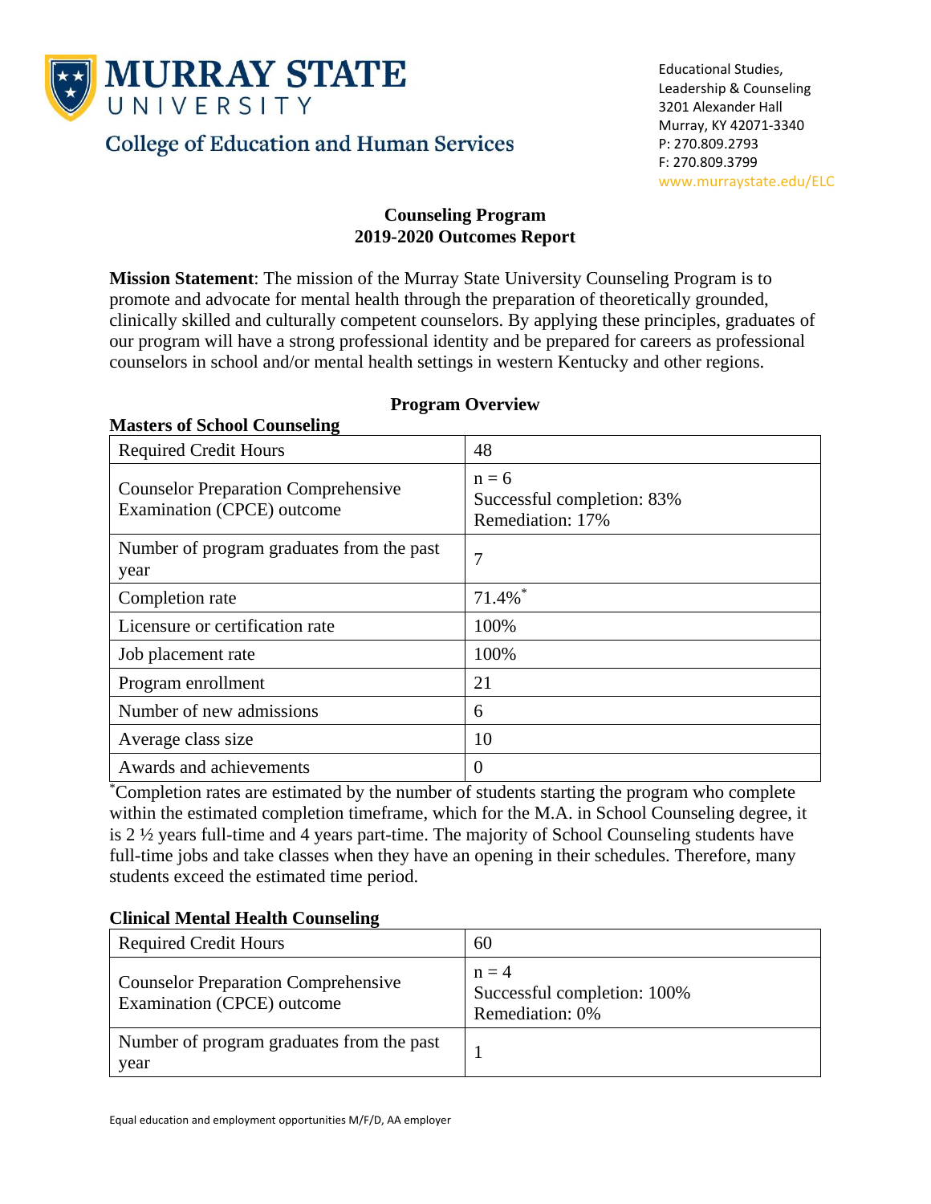**MURRAY STATE UNIVERSITY**

College of Education and Human Services

Educational Studies, Leadership & Counseling
3201 Alexander Hall
Murray, KY 42071-3340
P: 270.809.2793
F: 270.809.3799
www.murraystate.edu/ELC

# Counseling Program
# 2019-2020 Outcomes Report

**Mission Statement**: The mission of the Murray State University Counseling Program is to promote and advocate for mental health through the preparation of theoretically grounded, clinically skilled and culturally competent counselors. By applying these principles, graduates of our program will have a strong professional identity and be prepared for careers as professional counselors in school and/or mental health settings in western Kentucky and other regions.

## Program Overview

**Masters of School Counseling**

| | |
|---|---|
| Required Credit Hours | 48 |
| Counselor Preparation Comprehensive Examination (CPCE) outcome | n = 6<br>Successful completion: 83%<br>Remediation: 17% |
| Number of program graduates from the past year | 7 |
| Completion rate | 71.4%* |
| Licensure or certification rate | 100% |
| Job placement rate | 100% |
| Program enrollment | 21 |
| Number of new admissions | 6 |
| Average class size | 10 |
| Awards and achievements | 0 |

*Completion rates are estimated by the number of students starting the program who complete within the estimated completion timeframe, which for the M.A. in School Counseling degree, it is 2 ½ years full-time and 4 years part-time. The majority of School Counseling students have full-time jobs and take classes when they have an opening in their schedules. Therefore, many students exceed the estimated time period.

**Clinical Mental Health Counseling**

| | |
|---|---|
| Required Credit Hours | 60 |
| Counselor Preparation Comprehensive Examination (CPCE) outcome | n = 4<br>Successful completion: 100%<br>Remediation: 0% |
| Number of program graduates from the past year | 1 |

Equal education and employment opportunities M/F/D, AA employer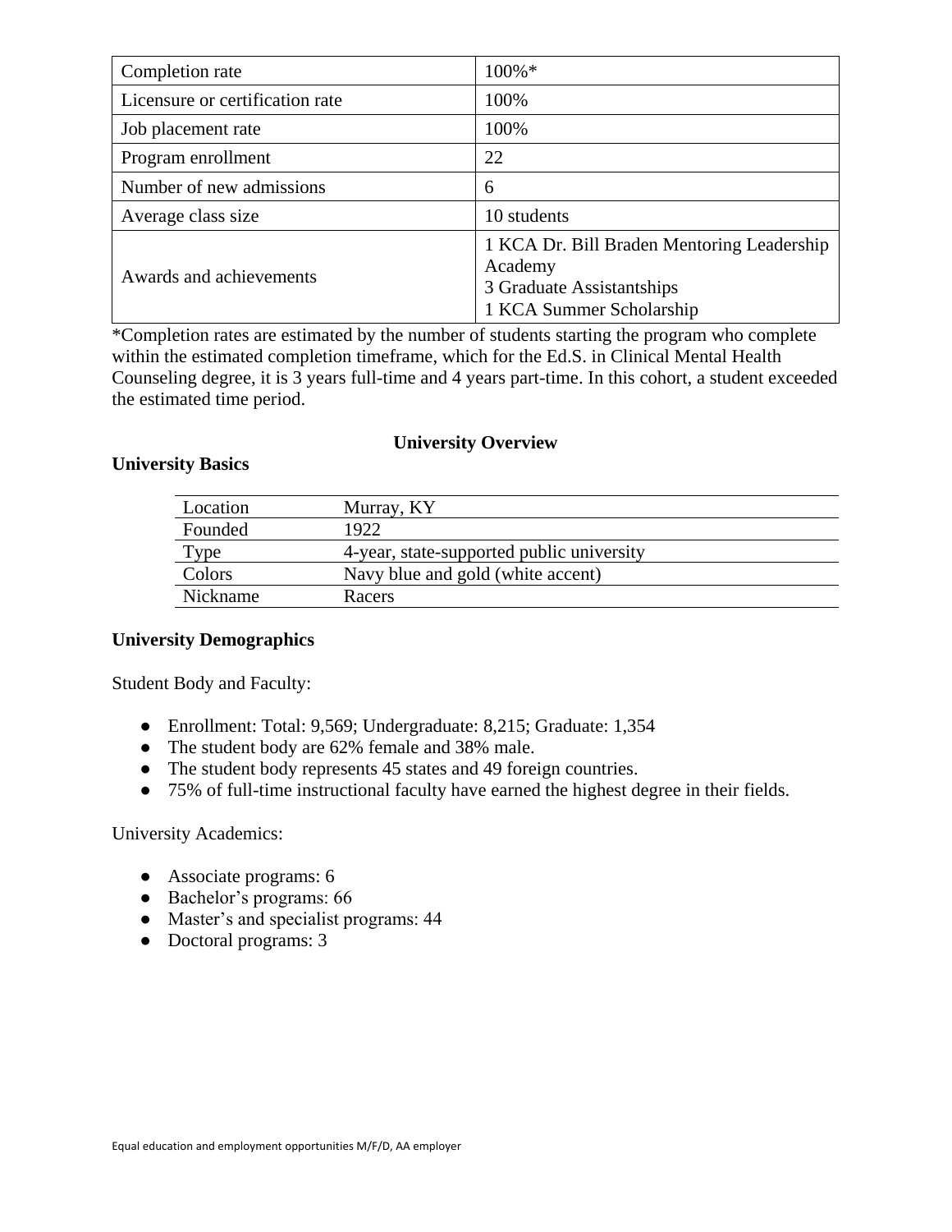| | |
|---|---|
| Completion rate | 100%* |
| Licensure or certification rate | 100% |
| Job placement rate | 100% |
| Program enrollment | 22 |
| Number of new admissions | 6 |
| Average class size | 10 students |
| Awards and achievements | 1 KCA Dr. Bill Braden Mentoring Leadership Academy<br>3 Graduate Assistantships<br>1 KCA Summer Scholarship |

*Completion rates are estimated by the number of students starting the program who complete within the estimated completion timeframe, which for the Ed.S. in Clinical Mental Health Counseling degree, it is 3 years full-time and 4 years part-time. In this cohort, a student exceeded the estimated time period.

## University Overview

### University Basics

| | |
|---|---|
| Location | Murray, KY |
| Founded | 1922 |
| Type | 4-year, state-supported public university |
| Colors | Navy blue and gold (white accent) |
| Nickname | Racers |

### University Demographics

Student Body and Faculty:

- Enrollment: Total: 9,569; Undergraduate: 8,215; Graduate: 1,354
- The student body are 62% female and 38% male.
- The student body represents 45 states and 49 foreign countries.
- 75% of full-time instructional faculty have earned the highest degree in their fields.

University Academics:

- Associate programs: 6
- Bachelor's programs: 66
- Master's and specialist programs: 44
- Doctoral programs: 3

Equal education and employment opportunities M/F/D, AA employer